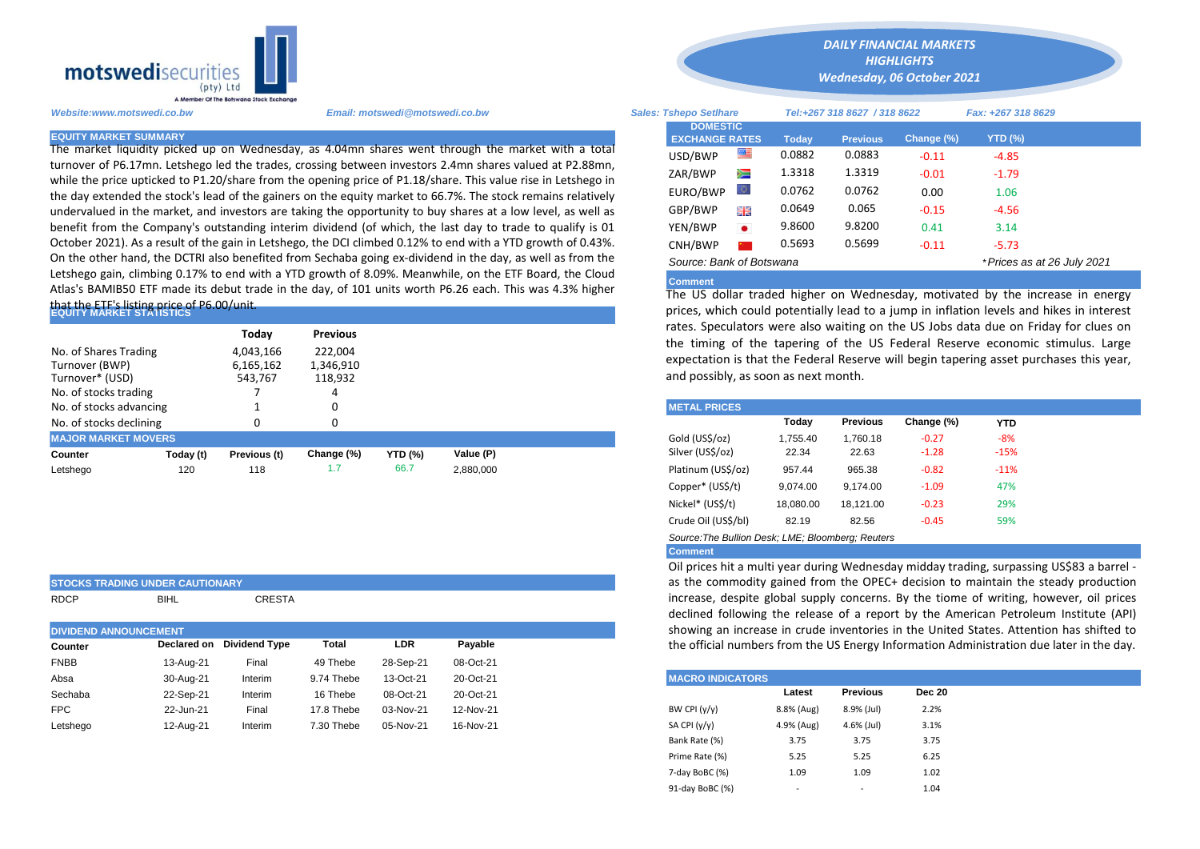**motswedisecurities (pty) Ltd**
A Member Of The Botswana Stock Exchange

## DAILY FINANCIAL MARKETS HIGHLIGHTS
### Wednesday, 06 October 2021

*Website:www.motswedi.co.bw* *Email: motswedi@motswedi.co.bw* *Sales: Tshepo Setlhare* *Tel:+267 318 8627 / 318 8622* *Fax: +267 318 8629*

## EQUITY MARKET SUMMARY

The market liquidity picked up on Wednesday, as 4.04mn shares went through the market with a total turnover of P6.17mn. Letshego led the trades, crossing between investors 2.4mn shares valued at P2.88mn, while the price upticked to P1.20/share from the opening price of P1.18/share. This value rise in Letshego in the day extended the stock's lead of the gainers on the equity market to 66.7%. The stock remains relatively undervalued in the market, and investors are taking the opportunity to buy shares at a low level, as well as benefit from the Company's outstanding interim dividend (of which, the last day to trade to qualify is 01 October 2021). As a result of the gain in Letshego, the DCI climbed 0.12% to end with a YTD growth of 0.43%. On the other hand, the DCTRI also benefited from Sechaba going ex-dividend in the day, as well as from the Letshego gain, climbing 0.17% to end with a YTD growth of 8.09%. Meanwhile, on the ETF Board, the Cloud Atlas's BAMIB50 ETF made its debut trade in the day, of 101 units worth P6.26 each. This was 4.3% higher that the ETF's listing price of P6.00/unit.

## EQUITY MARKET STATISTICS

| | Today | Previous |
|---|---|---|
| No. of Shares Trading | 4,043,166 | 222,004 |
| Turnover (BWP) | 6,165,162 | 1,346,910 |
| Turnover* (USD) | 543,767 | 118,932 |
| No. of stocks trading | 7 | 4 |
| No. of stocks advancing | 1 | 0 |
| No. of stocks declining | 0 | 0 |

## MAJOR MARKET MOVERS

| Counter | Today (t) | Previous (t) | Change (%) | YTD (%) | Value (P) |
|---|---|---|---|---|---|
| Letshego | 120 | 118 | 1.7 | 66.7 | 2,880,000 |

## STOCKS TRADING UNDER CAUTIONARY

RDCP BIHL CRESTA

## DIVIDEND ANNOUNCEMENT

| Counter | Declared on | Dividend Type | Total | LDR | Payable |
|---|---|---|---|---|---|
| FNBB | 13-Aug-21 | Final | 49 Thebe | 28-Sep-21 | 08-Oct-21 |
| Absa | 30-Aug-21 | Interim | 9.74 Thebe | 13-Oct-21 | 20-Oct-21 |
| Sechaba | 22-Sep-21 | Interim | 16 Thebe | 08-Oct-21 | 20-Oct-21 |
| FPC | 22-Jun-21 | Final | 17.8 Thebe | 03-Nov-21 | 12-Nov-21 |
| Letshego | 12-Aug-21 | Interim | 7.30 Thebe | 05-Nov-21 | 16-Nov-21 |

## DOMESTIC EXCHANGE RATES

| | Today | Previous | Change (%) | YTD (%) |
|---|---|---|---|---|
| USD/BWP | 0.0882 | 0.0883 | -0.11 | -4.85 |
| ZAR/BWP | 1.3318 | 1.3319 | -0.01 | -1.79 |
| EURO/BWP | 0.0762 | 0.0762 | 0.00 | 1.06 |
| GBP/BWP | 0.0649 | 0.065 | -0.15 | -4.56 |
| YEN/BWP | 9.8600 | 9.8200 | 0.41 | 3.14 |
| CNH/BWP | 0.5693 | 0.5699 | -0.11 | -5.73 |

*Source: Bank of Botswana* *\*Prices as at 26 July 2021*

### Comment

The US dollar traded higher on Wednesday, motivated by the increase in energy prices, which could potentially lead to a jump in inflation levels and hikes in interest rates. Speculators were also waiting on the US Jobs data due on Friday for clues on the timing of the tapering of the US Federal Reserve economic stimulus. Large expectation is that the Federal Reserve will begin tapering asset purchases this year, and possibly, as soon as next month.

## METAL PRICES

| | Today | Previous | Change (%) | YTD |
|---|---|---|---|---|
| Gold (US$/oz) | 1,755.40 | 1,760.18 | -0.27 | -8% |
| Silver (US$/oz) | 22.34 | 22.63 | -1.28 | -15% |
| Platinum (US$/oz) | 957.44 | 965.38 | -0.82 | -11% |
| Copper* (US$/t) | 9,074.00 | 9,174.00 | -1.09 | 47% |
| Nickel* (US$/t) | 18,080.00 | 18,121.00 | -0.23 | 29% |
| Crude Oil (US$/bl) | 82.19 | 82.56 | -0.45 | 59% |

*Source:The Bullion Desk; LME; Bloomberg; Reuters*

### Comment

Oil prices hit a multi year during Wednesday midday trading, surpassing US$83 a barrel - as the commodity gained from the OPEC+ decision to maintain the steady production increase, despite global supply concerns. By the tiome of writing, however, oil prices declined following the release of a report by the American Petroleum Institute (API) showing an increase in crude inventories in the United States. Attention has shifted to the official numbers from the US Energy Information Administration due later in the day.

## MACRO INDICATORS

| | Latest | Previous | Dec 20 |
|---|---|---|---|
| BW CPI (y/y) | 8.8% (Aug) | 8.9% (Jul) | 2.2% |
| SA CPI (y/y) | 4.9% (Aug) | 4.6% (Jul) | 3.1% |
| Bank Rate (%) | 3.75 | 3.75 | 3.75 |
| Prime Rate (%) | 5.25 | 5.25 | 6.25 |
| 7-day BoBC (%) | 1.09 | 1.09 | 1.02 |
| 91-day BoBC (%) | - | - | 1.04 |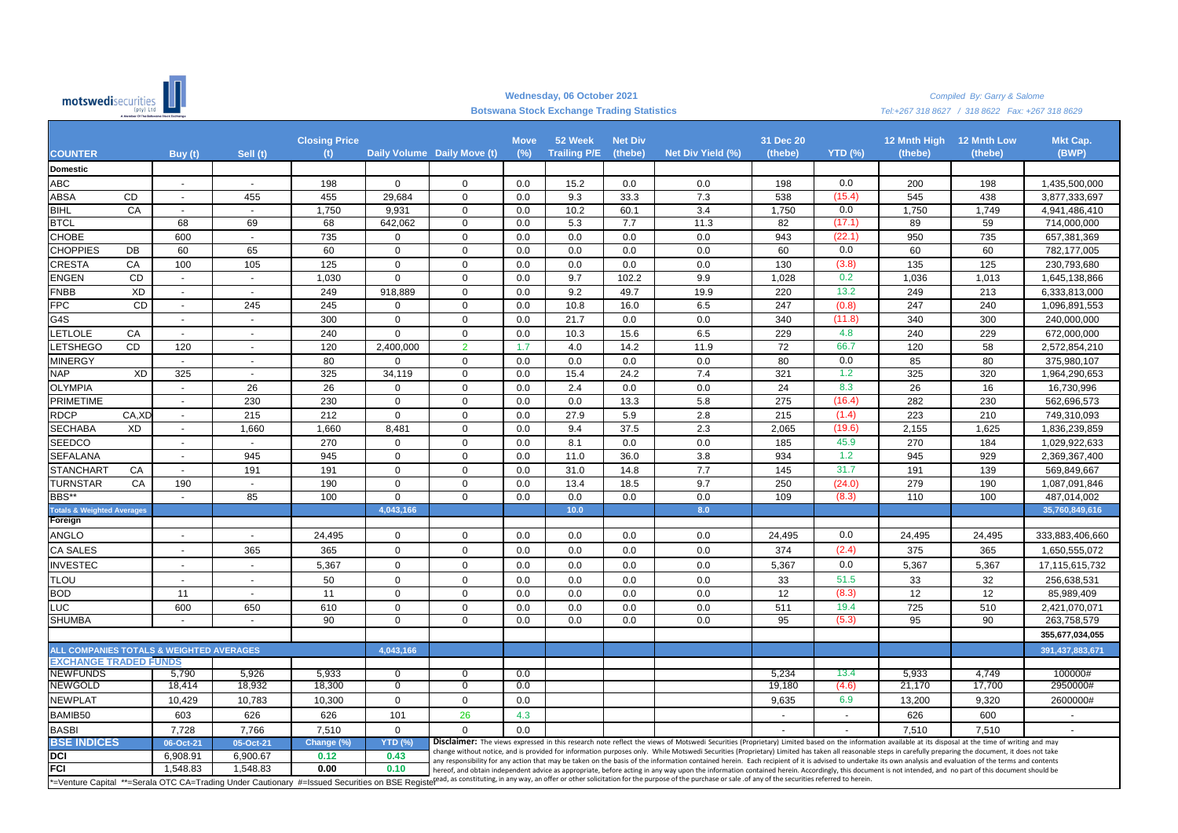**motswedi**securities (pty) Ltd
A Member Of The Botswana Stock Exchange

**Wednesday, 06 October 2021**
**Botswana Stock Exchange Trading Statistics**

*Compiled By: Garry & Salome*
*Tel:+267 318 8627 / 318 8622 Fax: +267 318 8629*

| COUNTER | | Buy (t) | Sell (t) | Closing Price (t) | Daily Volume | Daily Move (t) | Move (%) | 52 Week Trailing P/E | Net Div (thebe) | Net Div Yield (%) | 31 Dec 20 (thebe) | YTD (%) | 12 Mnth High (thebe) | 12 Mnth Low (thebe) | Mkt Cap. (BWP) |
|---|---|---|---|---|---|---|---|---|---|---|---|---|---|---|---|
| **Domestic** | | | | | | | | | | | | | | | |
| ABC | | - | - | 198 | 0 | 0 | 0.0 | 15.2 | 0.0 | 0.0 | 198 | 0.0 | 200 | 198 | 1,435,500,000 |
| ABSA | CD | - | 455 | 455 | 29,684 | 0 | 0.0 | 9.3 | 33.3 | 7.3 | 538 | (15.4) | 545 | 438 | 3,877,333,697 |
| BIHL | CA | - | - | 1,750 | 9,931 | 0 | 0.0 | 10.2 | 60.1 | 3.4 | 1,750 | 0.0 | 1,750 | 1,749 | 4,941,486,410 |
| BTCL | | 68 | 69 | 68 | 642,062 | 0 | 0.0 | 5.3 | 7.7 | 11.3 | 82 | (17.1) | 89 | 59 | 714,000,000 |
| CHOBE | | 600 | - | 735 | 0 | 0 | 0.0 | 0.0 | 0.0 | 0.0 | 943 | (22.1) | 950 | 735 | 657,381,369 |
| CHOPPIES | DB | 60 | 65 | 60 | 0 | 0 | 0.0 | 0.0 | 0.0 | 0.0 | 60 | 0.0 | 60 | 60 | 782,177,005 |
| CRESTA | CA | 100 | 105 | 125 | 0 | 0 | 0.0 | 0.0 | 0.0 | 0.0 | 130 | (3.8) | 135 | 125 | 230,793,680 |
| ENGEN | CD | - | - | 1,030 | 0 | 0 | 0.0 | 9.7 | 102.2 | 9.9 | 1,028 | 0.2 | 1,036 | 1,013 | 1,645,138,866 |
| FNBB | XD | - | - | 249 | 918,889 | 0 | 0.0 | 9.2 | 49.7 | 19.9 | 220 | 13.2 | 249 | 213 | 6,333,813,000 |
| FPC | CD | - | 245 | 245 | 0 | 0 | 0.0 | 10.8 | 16.0 | 6.5 | 247 | (0.8) | 247 | 240 | 1,096,891,553 |
| G4S | | - | - | 300 | 0 | 0 | 0.0 | 21.7 | 0.0 | 0.0 | 340 | (11.8) | 340 | 300 | 240,000,000 |
| LETLOLE | CA | - | - | 240 | 0 | 0 | 0.0 | 10.3 | 15.6 | 6.5 | 229 | 4.8 | 240 | 229 | 672,000,000 |
| LETSHEGO | CD | 120 | - | 120 | 2,400,000 | 2 | 1.7 | 4.0 | 14.2 | 11.9 | 72 | 66.7 | 120 | 58 | 2,572,854,210 |
| MINERGY | | - | - | 80 | 0 | 0 | 0.0 | 0.0 | 0.0 | 0.0 | 80 | 0.0 | 85 | 80 | 375,980,107 |
| NAP | XD | 325 | - | 325 | 34,119 | 0 | 0.0 | 15.4 | 24.2 | 7.4 | 321 | 1.2 | 325 | 320 | 1,964,290,653 |
| OLYMPIA | | - | 26 | 26 | 0 | 0 | 0.0 | 2.4 | 0.0 | 0.0 | 24 | 8.3 | 26 | 16 | 16,730,996 |
| PRIMETIME | | - | 230 | 230 | 0 | 0 | 0.0 | 0.0 | 13.3 | 5.8 | 275 | (16.4) | 282 | 230 | 562,696,573 |
| RDCP | CA,XD | - | 215 | 212 | 0 | 0 | 0.0 | 27.9 | 5.9 | 2.8 | 215 | (1.4) | 223 | 210 | 749,310,093 |
| SECHABA | XD | - | 1,660 | 1,660 | 8,481 | 0 | 0.0 | 9.4 | 37.5 | 2.3 | 2,065 | (19.6) | 2,155 | 1,625 | 1,836,239,859 |
| SEEDCO | | - | - | 270 | 0 | 0 | 0.0 | 8.1 | 0.0 | 0.0 | 185 | 45.9 | 270 | 184 | 1,029,922,633 |
| SEFALANA | | - | 945 | 945 | 0 | 0 | 0.0 | 11.0 | 36.0 | 3.8 | 934 | 1.2 | 945 | 929 | 2,369,367,400 |
| STANCHART | CA | - | 191 | 191 | 0 | 0 | 0.0 | 31.0 | 14.8 | 7.7 | 145 | 31.7 | 191 | 139 | 569,849,667 |
| TURNSTAR | CA | 190 | - | 190 | 0 | 0 | 0.0 | 13.4 | 18.5 | 9.7 | 250 | (24.0) | 279 | 190 | 1,087,091,846 |
| BBS** | | - | 85 | 100 | 0 | 0 | 0.0 | 0.0 | 0.0 | 0.0 | 109 | (8.3) | 110 | 100 | 487,014,002 |
| **Totals & Weighted Averages** | | | | | **4,043,166** | | | **10.0** | | **8.0** | | | | | **35,760,849,616** |
| **Foreign** | | | | | | | | | | | | | | | |
| ANGLO | | - | - | 24,495 | 0 | 0 | 0.0 | 0.0 | 0.0 | 0.0 | 24,495 | 0.0 | 24,495 | 24,495 | 333,883,406,660 |
| CA SALES | | - | 365 | 365 | 0 | 0 | 0.0 | 0.0 | 0.0 | 0.0 | 374 | (2.4) | 375 | 365 | 1,650,555,072 |
| INVESTEC | | - | - | 5,367 | 0 | 0 | 0.0 | 0.0 | 0.0 | 0.0 | 5,367 | 0.0 | 5,367 | 5,367 | 17,115,615,732 |
| TLOU | | - | - | 50 | 0 | 0 | 0.0 | 0.0 | 0.0 | 0.0 | 33 | 51.5 | 33 | 32 | 256,638,531 |
| BOD | | 11 | - | 11 | 0 | 0 | 0.0 | 0.0 | 0.0 | 0.0 | 12 | (8.3) | 12 | 12 | 85,989,409 |
| LUC | | 600 | 650 | 610 | 0 | 0 | 0.0 | 0.0 | 0.0 | 0.0 | 511 | 19.4 | 725 | 510 | 2,421,070,071 |
| SHUMBA | | - | - | 90 | 0 | 0 | 0.0 | 0.0 | 0.0 | 0.0 | 95 | (5.3) | 95 | 90 | 263,758,579 |
| | | | | | | | | | | | | | | | **355,677,034,055** |
| **ALL COMPANIES TOTALS & WEIGHTED AVERAGES** | | | | | **4,043,166** | | | | | | | | | | **391,437,883,671** |
| **EXCHANGE TRADED FUNDS** | | | | | | | | | | | | | | | |
| NEWFUNDS | | 5,790 | 5,926 | 5,933 | 0 | 0 | 0.0 | | | | 5,234 | 13.4 | 5,933 | 4,749 | 100000# |
| NEWGOLD | | 18,414 | 18,932 | 18,300 | 0 | 0 | 0.0 | | | | 19,180 | (4.6) | 21,170 | 17,700 | 2950000# |
| NEWPLAT | | 10,429 | 10,783 | 10,300 | 0 | 0 | 0.0 | | | | 9,635 | 6.9 | 13,200 | 9,320 | 2600000# |
| BAMIB50 | | 603 | 626 | 626 | 101 | 26 | 4.3 | | | | - | - | 626 | 600 | - |
| BASBI | | 7,728 | 7,766 | 7,510 | 0 | 0 | 0.0 | | | | - | - | 7,510 | 7,510 | - |

| BSE INDICES | 06-Oct-21 | 05-Oct-21 | Change (%) | YTD (%) |
|---|---|---|---|---|
| DCI | 6,908.91 | 6,900.67 | 0.12 | 0.43 |
| FCI | 1,548.83 | 1,548.83 | 0.00 | 0.10 |

*=Venture Capital **=Serala OTC CA=Trading Under Cautionary #=Issued Securities on BSE Register

**Disclaimer:** The views expressed in this research note reflect the views of Motswedi Securities (Proprietary) Limited based on the information available at its disposal at the time of writing and may change without notice, and is provided for information purposes only. While Motswedi Securities (Proprietary) Limited has taken all reasonable steps in carefully preparing the document, it does not take any responsibility for any action that may be taken on the basis of the information contained herein. Each recipient of it is advised to undertake its own analysis and evaluation of the terms and contents hereof, and obtain independent advice as appropriate, before acting in any way upon the information contained herein. Accordingly, this document is not intended, and no part of this document should be read, as constituting, in any way, an offer or other solicitation for the purpose of the purchase or sale .of any of the securities referred to herein.